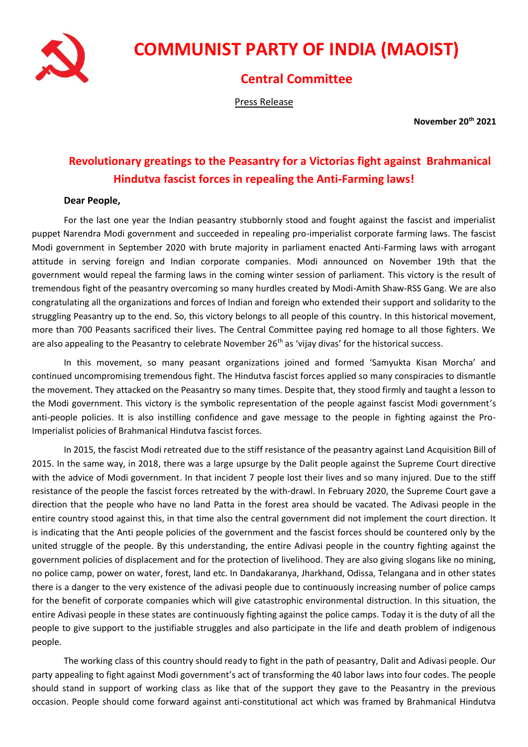# COMMUNIST PARTY OF INDIA (MAOIST)

## Central Committee

Press Release

**November 20th 2021**

## Revolutionary greatings to the Peasantry for a Victorias fight against Brahmanical Hindutva fascist forces in repealing the Anti-Farming laws!

**Dear People,**

For the last one year the Indian peasantry stubbornly stood and fought against the fascist and imperialist puppet Narendra Modi government and succeeded in repealing pro-imperialist corporate farming laws. The fascist Modi government in September 2020 with brute majority in parliament enacted Anti-Farming laws with arrogant attitude in serving foreign and Indian corporate companies. Modi announced on November 19th that the government would repeal the farming laws in the coming winter session of parliament. This victory is the result of tremendous fight of the peasantry overcoming so many hurdles created by Modi-Amith Shaw-RSS Gang. We are also congratulating all the organizations and forces of Indian and foreign who extended their support and solidarity to the struggling Peasantry up to the end. So, this victory belongs to all people of this country. In this historical movement, more than 700 Peasants sacrificed their lives. The Central Committee paying red homage to all those fighters. We are also appealing to the Peasantry to celebrate November 26th as 'vijay divas' for the historical success.

In this movement, so many peasant organizations joined and formed 'Samyukta Kisan Morcha' and continued uncompromising tremendous fight. The Hindutva fascist forces applied so many conspiracies to dismantle the movement. They attacked on the Peasantry so many times. Despite that, they stood firmly and taught a lesson to the Modi government. This victory is the symbolic representation of the people against fascist Modi government's anti-people policies. It is also instilling confidence and gave message to the people in fighting against the Pro-Imperialist policies of Brahmanical Hindutva fascist forces.

In 2015, the fascist Modi retreated due to the stiff resistance of the peasantry against Land Acquisition Bill of 2015. In the same way, in 2018, there was a large upsurge by the Dalit people against the Supreme Court directive with the advice of Modi government. In that incident 7 people lost their lives and so many injured. Due to the stiff resistance of the people the fascist forces retreated by the with-drawl. In February 2020, the Supreme Court gave a direction that the people who have no land Patta in the forest area should be vacated. The Adivasi people in the entire country stood against this, in that time also the central government did not implement the court direction. It is indicating that the Anti people policies of the government and the fascist forces should be countered only by the united struggle of the people. By this understanding, the entire Adivasi people in the country fighting against the government policies of displacement and for the protection of livelihood. They are also giving slogans like no mining, no police camp, power on water, forest, land etc. In Dandakaranya, Jharkhand, Odissa, Telangana and in other states there is a danger to the very existence of the adivasi people due to continuously increasing number of police camps for the benefit of corporate companies which will give catastrophic environmental distruction. In this situation, the entire Adivasi people in these states are continuously fighting against the police camps. Today it is the duty of all the people to give support to the justifiable struggles and also participate in the life and death problem of indigenous people.

The working class of this country should ready to fight in the path of peasantry, Dalit and Adivasi people. Our party appealing to fight against Modi government's act of transforming the 40 labor laws into four codes. The people should stand in support of working class as like that of the support they gave to the Peasantry in the previous occasion. People should come forward against anti-constitutional act which was framed by Brahmanical Hindutva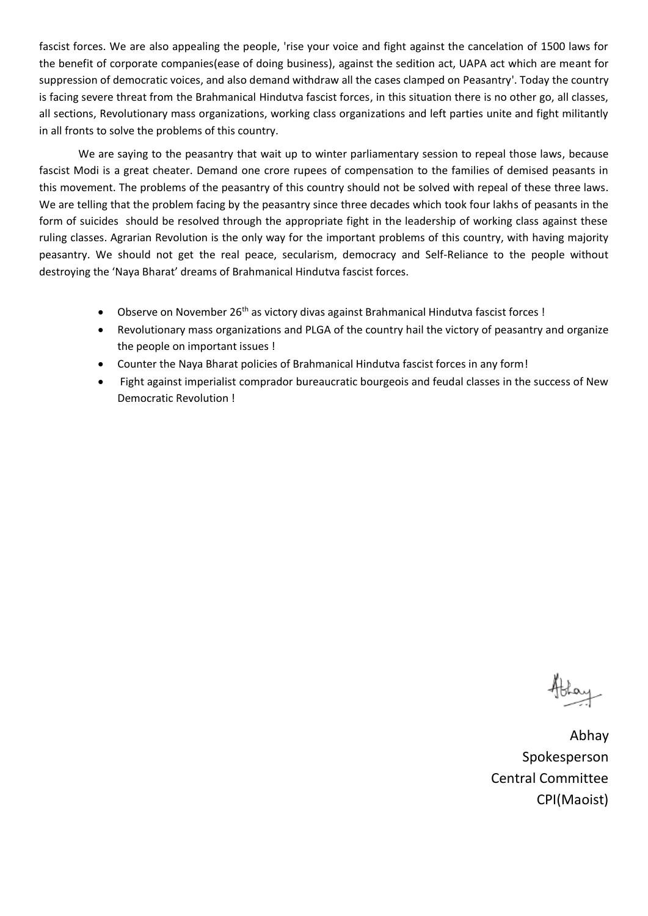fascist forces. We are also appealing the people, 'rise your voice and fight against the cancelation of 1500 laws for the benefit of corporate companies(ease of doing business), against the sedition act, UAPA act which are meant for suppression of democratic voices, and also demand withdraw all the cases clamped on Peasantry'. Today the country is facing severe threat from the Brahmanical Hindutva fascist forces, in this situation there is no other go, all classes, all sections, Revolutionary mass organizations, working class organizations and left parties unite and fight militantly in all fronts to solve the problems of this country.

We are saying to the peasantry that wait up to winter parliamentary session to repeal those laws, because fascist Modi is a great cheater. Demand one crore rupees of compensation to the families of demised peasants in this movement. The problems of the peasantry of this country should not be solved with repeal of these three laws. We are telling that the problem facing by the peasantry since three decades which took four lakhs of peasants in the form of suicides should be resolved through the appropriate fight in the leadership of working class against these ruling classes. Agrarian Revolution is the only way for the important problems of this country, with having majority peasantry. We should not get the real peace, secularism, democracy and Self-Reliance to the people without destroying the 'Naya Bharat' dreams of Brahmanical Hindutva fascist forces.

- Observe on November 26th as victory divas against Brahmanical Hindutva fascist forces !
- Revolutionary mass organizations and PLGA of the country hail the victory of peasantry and organize the people on important issues !
- Counter the Naya Bharat policies of Brahmanical Hindutva fascist forces in any form!
- Fight against imperialist comprador bureaucratic bourgeois and feudal classes in the success of New Democratic Revolution !

Abhay

Abhay
Spokesperson
Central Committee
CPI(Maoist)